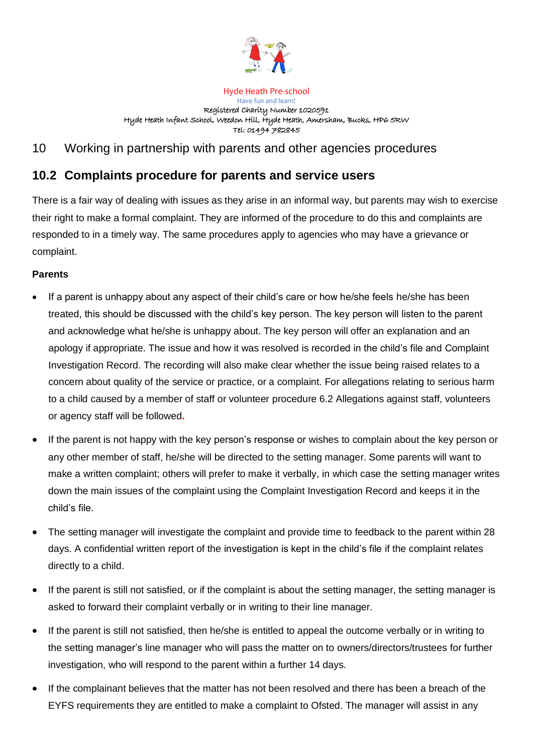Hyde Heath Pre-school
Have fun and learn!
Registered Charity Number 1020591
Hyde Heath Infant School, Weedon Hill, Hyde Heath, Amersham, Bucks, HP6 5RW
Tel: 01494 782845

# 10 Working in partnership with parents and other agencies procedures

## 10.2 Complaints procedure for parents and service users

There is a fair way of dealing with issues as they arise in an informal way, but parents may wish to exercise their right to make a formal complaint. They are informed of the procedure to do this and complaints are responded to in a timely way. The same procedures apply to agencies who may have a grievance or complaint.

**Parents**

- If a parent is unhappy about any aspect of their child's care or how he/she feels he/she has been treated, this should be discussed with the child's key person. The key person will listen to the parent and acknowledge what he/she is unhappy about. The key person will offer an explanation and an apology if appropriate. The issue and how it was resolved is recorded in the child's file and Complaint Investigation Record. The recording will also make clear whether the issue being raised relates to a concern about quality of the service or practice, or a complaint. For allegations relating to serious harm to a child caused by a member of staff or volunteer procedure 6.2 Allegations against staff, volunteers or agency staff will be followed.
- If the parent is not happy with the key person's response or wishes to complain about the key person or any other member of staff, he/she will be directed to the setting manager. Some parents will want to make a written complaint; others will prefer to make it verbally, in which case the setting manager writes down the main issues of the complaint using the Complaint Investigation Record and keeps it in the child's file.
- The setting manager will investigate the complaint and provide time to feedback to the parent within 28 days. A confidential written report of the investigation is kept in the child's file if the complaint relates directly to a child.
- If the parent is still not satisfied, or if the complaint is about the setting manager, the setting manager is asked to forward their complaint verbally or in writing to their line manager.
- If the parent is still not satisfied, then he/she is entitled to appeal the outcome verbally or in writing to the setting manager's line manager who will pass the matter on to owners/directors/trustees for further investigation, who will respond to the parent within a further 14 days.
- If the complainant believes that the matter has not been resolved and there has been a breach of the EYFS requirements they are entitled to make a complaint to Ofsted. The manager will assist in any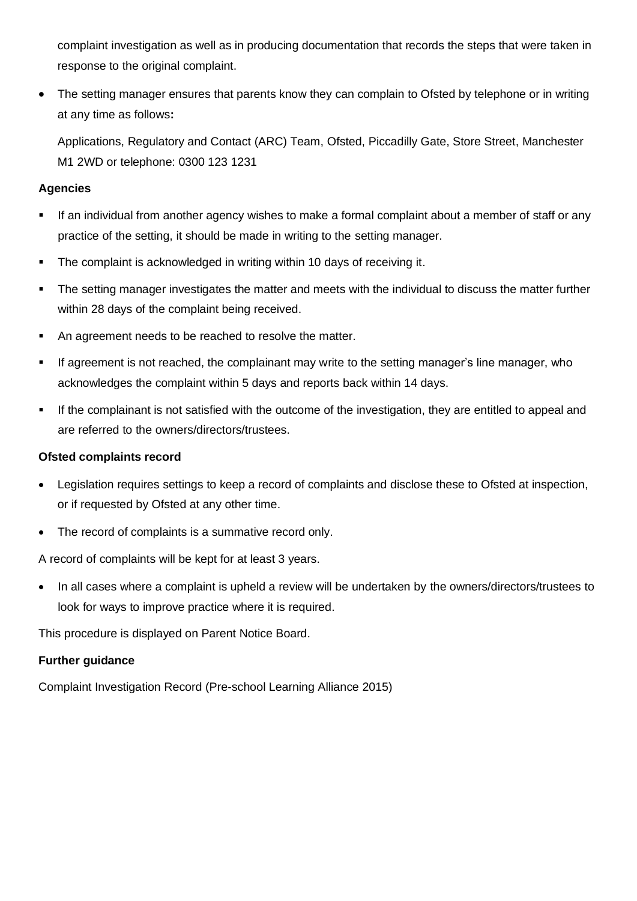complaint investigation as well as in producing documentation that records the steps that were taken in response to the original complaint.

- The setting manager ensures that parents know they can complain to Ofsted by telephone or in writing at any time as follows**:**

  Applications, Regulatory and Contact (ARC) Team, Ofsted, Piccadilly Gate, Store Street, Manchester M1 2WD or telephone: 0300 123 1231

**Agencies**

- If an individual from another agency wishes to make a formal complaint about a member of staff or any practice of the setting, it should be made in writing to the setting manager.
- The complaint is acknowledged in writing within 10 days of receiving it.
- The setting manager investigates the matter and meets with the individual to discuss the matter further within 28 days of the complaint being received.
- An agreement needs to be reached to resolve the matter.
- If agreement is not reached, the complainant may write to the setting manager's line manager, who acknowledges the complaint within 5 days and reports back within 14 days.
- If the complainant is not satisfied with the outcome of the investigation, they are entitled to appeal and are referred to the owners/directors/trustees.

**Ofsted complaints record**

- Legislation requires settings to keep a record of complaints and disclose these to Ofsted at inspection, or if requested by Ofsted at any other time.
- The record of complaints is a summative record only.

A record of complaints will be kept for at least 3 years.

- In all cases where a complaint is upheld a review will be undertaken by the owners/directors/trustees to look for ways to improve practice where it is required.

This procedure is displayed on Parent Notice Board.

**Further guidance**

Complaint Investigation Record (Pre-school Learning Alliance 2015)